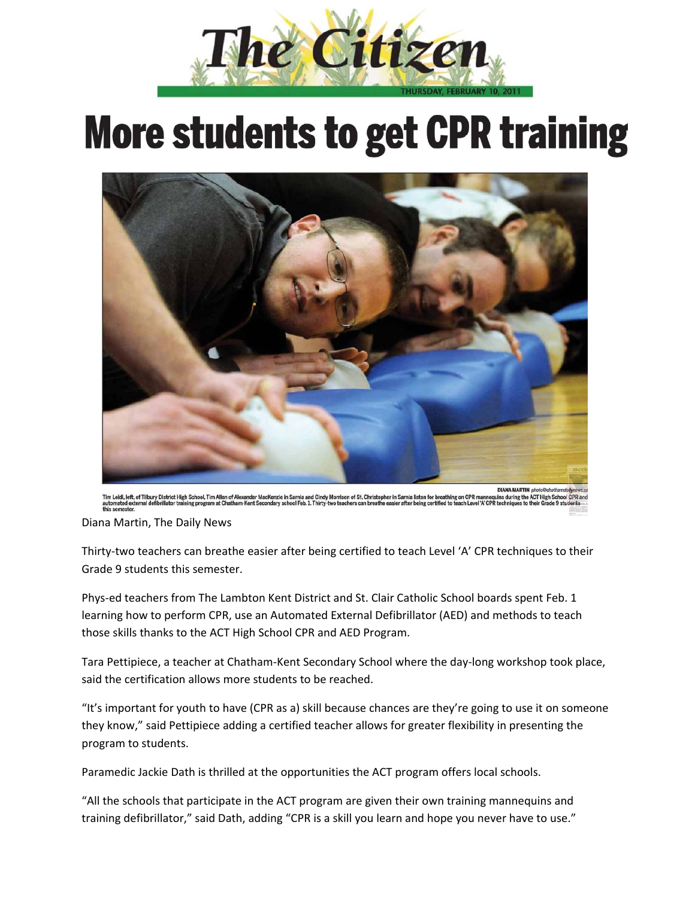# The Citizen

THURSDAY, FEBRUARY 10, 2011

# More students to get CPR training

DIANA MARTIN photo@chathamdailynews.ca

Tim Leidl, left, of Tilbury District High School, Tim Allen of Alexander MacKenzie in Sarnia and Cindy Morrison of St. Christopher in Sarnia listen for breathing on CPR mannequins during the ACT High School CPR and automated external defibrillator training program at Chatham-Kent Secondary school Feb. 1. Thirty-two teachers can breathe easier after being certified to teach Level 'A' CPR techniques to their Grade 9 students this semester.

Diana Martin, The Daily News

Thirty-two teachers can breathe easier after being certified to teach Level 'A' CPR techniques to their Grade 9 students this semester.

Phys-ed teachers from The Lambton Kent District and St. Clair Catholic School boards spent Feb. 1 learning how to perform CPR, use an Automated External Defibrillator (AED) and methods to teach those skills thanks to the ACT High School CPR and AED Program.

Tara Pettipiece, a teacher at Chatham-Kent Secondary School where the day-long workshop took place, said the certification allows more students to be reached.

"It's important for youth to have (CPR as a) skill because chances are they're going to use it on someone they know," said Pettipiece adding a certified teacher allows for greater flexibility in presenting the program to students.

Paramedic Jackie Dath is thrilled at the opportunities the ACT program offers local schools.

"All the schools that participate in the ACT program are given their own training mannequins and training defibrillator," said Dath, adding "CPR is a skill you learn and hope you never have to use."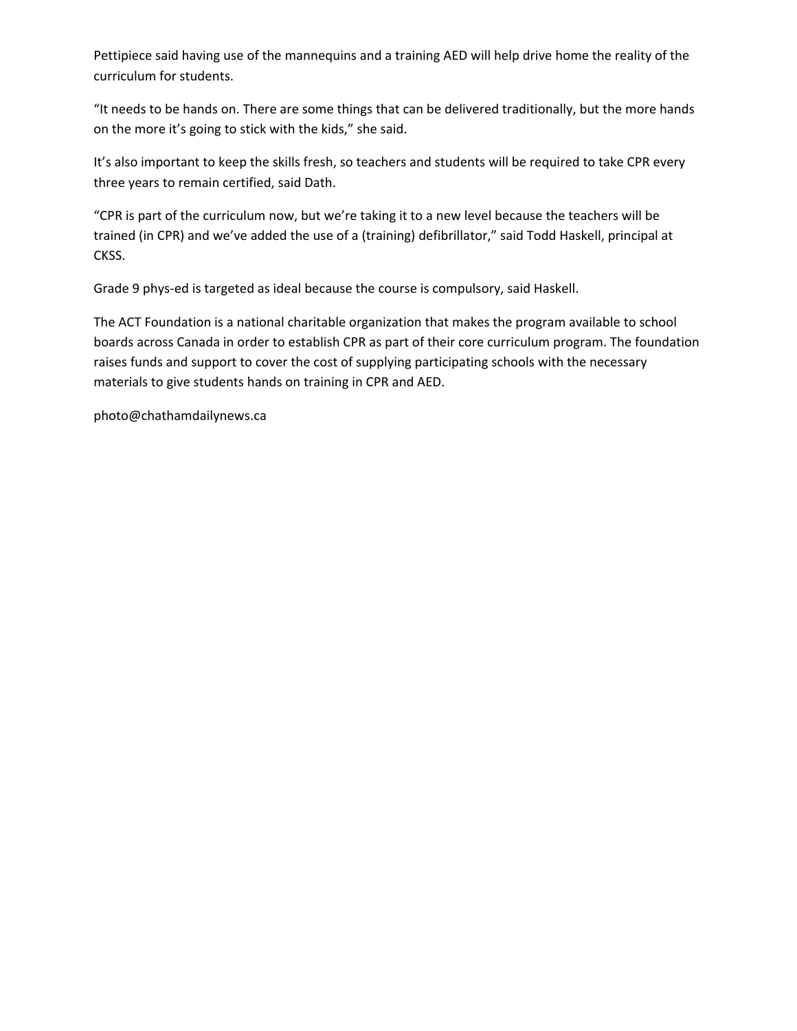Pettipiece said having use of the mannequins and a training AED will help drive home the reality of the curriculum for students.

“It needs to be hands on. There are some things that can be delivered traditionally, but the more hands on the more it’s going to stick with the kids,” she said.

It’s also important to keep the skills fresh, so teachers and students will be required to take CPR every three years to remain certified, said Dath.

“CPR is part of the curriculum now, but we’re taking it to a new level because the teachers will be trained (in CPR) and we’ve added the use of a (training) defibrillator,” said Todd Haskell, principal at CKSS.

Grade 9 phys-ed is targeted as ideal because the course is compulsory, said Haskell.

The ACT Foundation is a national charitable organization that makes the program available to school boards across Canada in order to establish CPR as part of their core curriculum program. The foundation raises funds and support to cover the cost of supplying participating schools with the necessary materials to give students hands on training in CPR and AED.

photo@chathamdailynews.ca